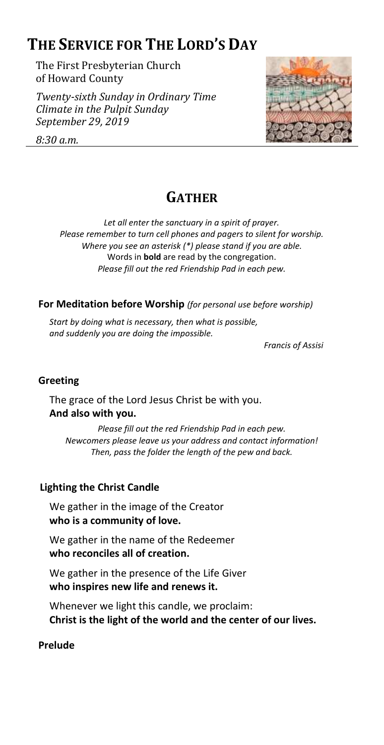# THE SERVICE FOR THE LORD'S DAY

The First Presbyterian Church of Howard County

*Twenty-sixth Sunday in Ordinary Time*
*Climate in the Pulpit Sunday*
*September 29, 2019*

*8:30 a.m.*

## GATHER

*Let all enter the sanctuary in a spirit of prayer.*
*Please remember to turn cell phones and pagers to silent for worship.*
*Where you see an asterisk (*) please stand if you are able.*
Words in **bold** are read by the congregation.
*Please fill out the red Friendship Pad in each pew.*

**For Meditation before Worship** *(for personal use before worship)*

*Start by doing what is necessary, then what is possible, and suddenly you are doing the impossible.*

*Francis of Assisi*

**Greeting**

The grace of the Lord Jesus Christ be with you.
**And also with you.**

*Please fill out the red Friendship Pad in each pew.*
*Newcomers please leave us your address and contact information!*
*Then, pass the folder the length of the pew and back.*

**Lighting the Christ Candle**

We gather in the image of the Creator
**who is a community of love.**

We gather in the name of the Redeemer
**who reconciles all of creation.**

We gather in the presence of the Life Giver
**who inspires new life and renews it.**

Whenever we light this candle, we proclaim:
**Christ is the light of the world and the center of our lives.**

**Prelude**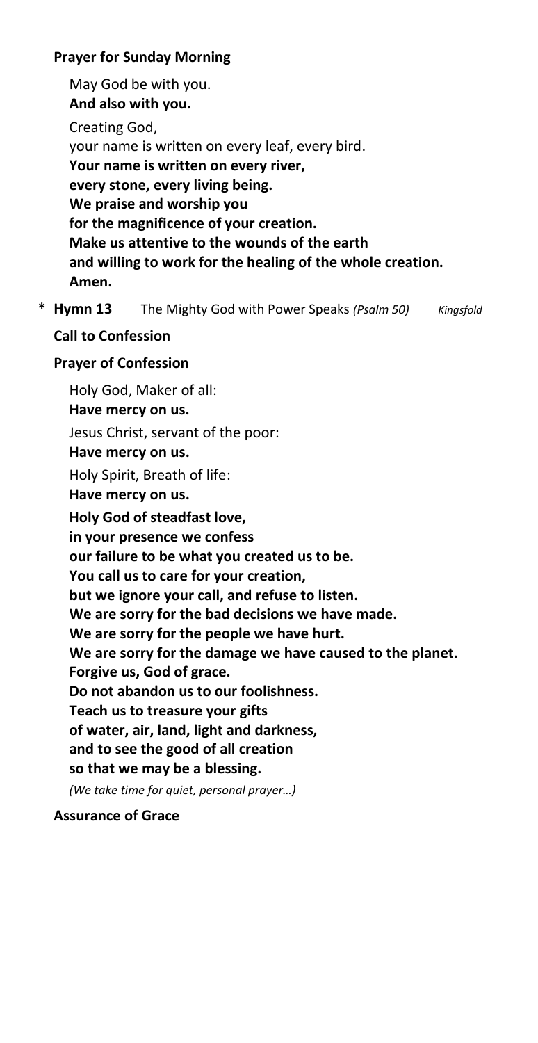**Prayer for Sunday Morning**

May God be with you.
**And also with you.**

Creating God,
your name is written on every leaf, every bird.
**Your name is written on every river,**
**every stone, every living being.**
**We praise and worship you**
**for the magnificence of your creation.**
**Make us attentive to the wounds of the earth**
**and willing to work for the healing of the whole creation.**
**Amen.**

**\* Hymn 13** The Mighty God with Power Speaks *(Psalm 50)* *Kingsfold*

**Call to Confession**

**Prayer of Confession**

Holy God, Maker of all:
**Have mercy on us.**
Jesus Christ, servant of the poor:
**Have mercy on us.**
Holy Spirit, Breath of life:
**Have mercy on us.**
**Holy God of steadfast love,**
**in your presence we confess**
**our failure to be what you created us to be.**
**You call us to care for your creation,**
**but we ignore your call, and refuse to listen.**
**We are sorry for the bad decisions we have made.**
**We are sorry for the people we have hurt.**
**We are sorry for the damage we have caused to the planet.**
**Forgive us, God of grace.**
**Do not abandon us to our foolishness.**
**Teach us to treasure your gifts**
**of water, air, land, light and darkness,**
**and to see the good of all creation**
**so that we may be a blessing.**

*(We take time for quiet, personal prayer…)*

**Assurance of Grace**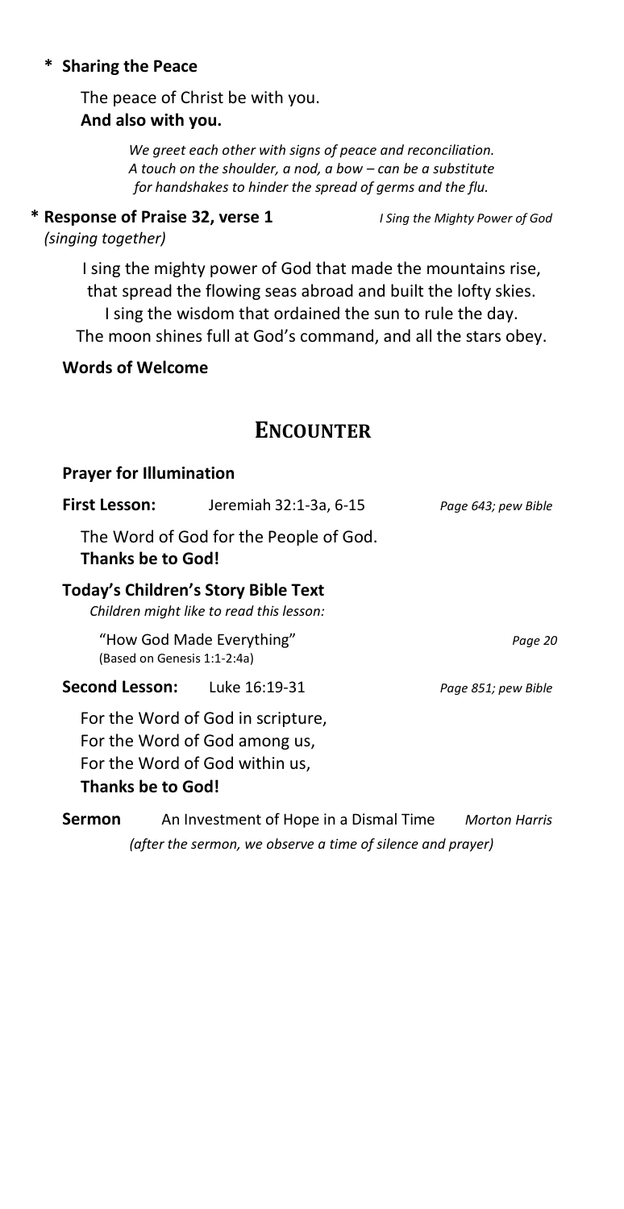**\* Sharing the Peace**

The peace of Christ be with you.
**And also with you.**

*We greet each other with signs of peace and reconciliation. A touch on the shoulder, a nod, a bow – can be a substitute for handshakes to hinder the spread of germs and the flu.*

**\* Response of Praise 32, verse 1** *I Sing the Mighty Power of God*
*(singing together)*

I sing the mighty power of God that made the mountains rise,
that spread the flowing seas abroad and built the lofty skies.
I sing the wisdom that ordained the sun to rule the day.
The moon shines full at God's command, and all the stars obey.

**Words of Welcome**

## ENCOUNTER

**Prayer for Illumination**

**First Lesson:** Jeremiah 32:1-3a, 6-15 *Page 643; pew Bible*

The Word of God for the People of God.
**Thanks be to God!**

**Today's Children's Story Bible Text**
*Children might like to read this lesson:*

"How God Made Everything" *Page 20*
(Based on Genesis 1:1-2:4a)

**Second Lesson:** Luke 16:19-31 *Page 851; pew Bible*

For the Word of God in scripture,
For the Word of God among us,
For the Word of God within us,
**Thanks be to God!**

**Sermon** An Investment of Hope in a Dismal Time *Morton Harris*
*(after the sermon, we observe a time of silence and prayer)*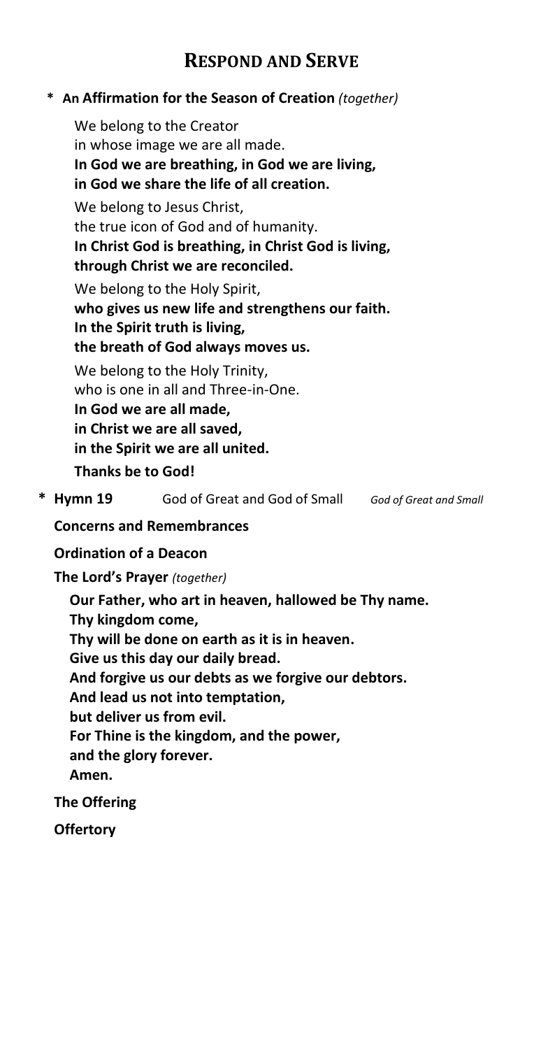# RESPOND AND SERVE

**\* An Affirmation for the Season of Creation** *(together)*

We belong to the Creator
in whose image we are all made.
**In God we are breathing, in God we are living,**
**in God we share the life of all creation.**

We belong to Jesus Christ,
the true icon of God and of humanity.
**In Christ God is breathing, in Christ God is living,**
**through Christ we are reconciled.**

We belong to the Holy Spirit,
**who gives us new life and strengthens our faith.**
**In the Spirit truth is living,**
**the breath of God always moves us.**

We belong to the Holy Trinity,
who is one in all and Three-in-One.
**In God we are all made,**
**in Christ we are all saved,**
**in the Spirit we are all united.**
**Thanks be to God!**

**\* Hymn 19** God of Great and God of Small *God of Great and Small*

**Concerns and Remembrances**

**Ordination of a Deacon**

**The Lord's Prayer** *(together)*

**Our Father, who art in heaven, hallowed be Thy name.**
**Thy kingdom come,**
**Thy will be done on earth as it is in heaven.**
**Give us this day our daily bread.**
**And forgive us our debts as we forgive our debtors.**
**And lead us not into temptation,**
**but deliver us from evil.**
**For Thine is the kingdom, and the power,**
**and the glory forever.**
**Amen.**

**The Offering**

**Offertory**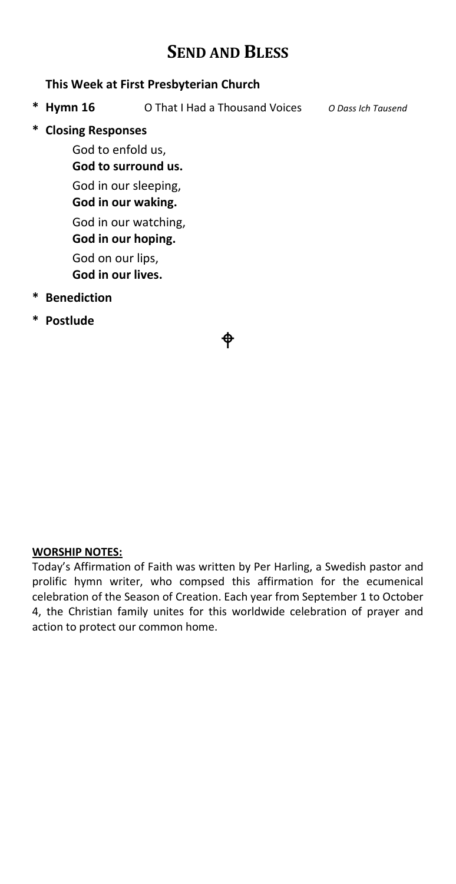# SEND AND BLESS

**This Week at First Presbyterian Church**

**\* Hymn 16** O That I Had a Thousand Voices *O Dass Ich Tausend*

**\* Closing Responses**

God to enfold us,
**God to surround us.**

God in our sleeping,
**God in our waking.**

God in our watching,
**God in our hoping.**

God on our lips,
**God in our lives.**

**\* Benediction**

**\* Postlude**

♱

**WORSHIP NOTES:**

Today's Affirmation of Faith was written by Per Harling, a Swedish pastor and prolific hymn writer, who compsed this affirmation for the ecumenical celebration of the Season of Creation. Each year from September 1 to October 4, the Christian family unites for this worldwide celebration of prayer and action to protect our common home.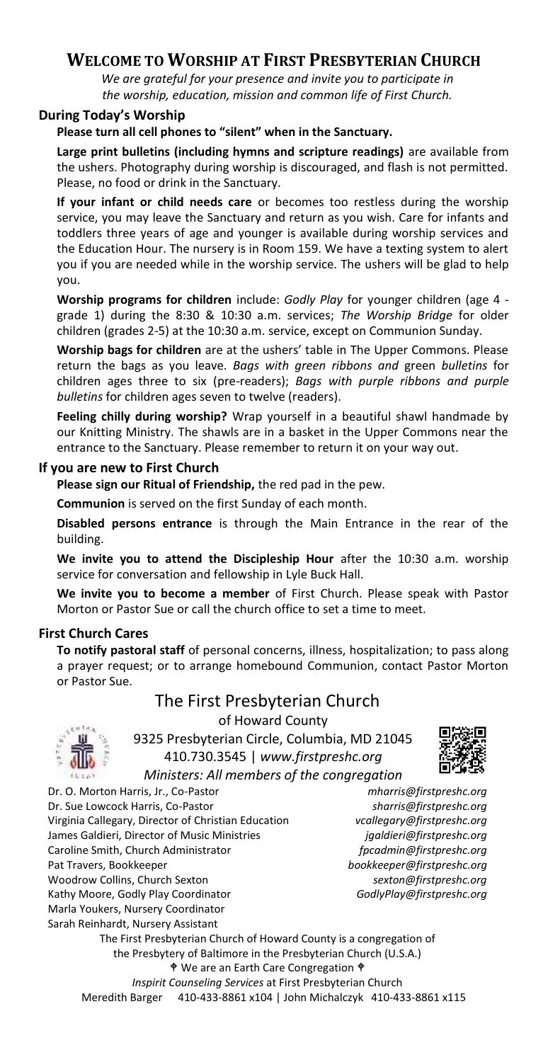# WELCOME TO WORSHIP AT FIRST PRESBYTERIAN CHURCH

*We are grateful for your presence and invite you to participate in the worship, education, mission and common life of First Church.*

## During Today's Worship

**Please turn all cell phones to "silent" when in the Sanctuary.**

**Large print bulletins (including hymns and scripture readings)** are available from the ushers. Photography during worship is discouraged, and flash is not permitted. Please, no food or drink in the Sanctuary.

**If your infant or child needs care** or becomes too restless during the worship service, you may leave the Sanctuary and return as you wish. Care for infants and toddlers three years of age and younger is available during worship services and the Education Hour. The nursery is in Room 159. We have a texting system to alert you if you are needed while in the worship service. The ushers will be glad to help you.

**Worship programs for children** include: *Godly Play* for younger children (age 4 - grade 1) during the 8:30 & 10:30 a.m. services; *The Worship Bridge* for older children (grades 2-5) at the 10:30 a.m. service, except on Communion Sunday.

**Worship bags for children** are at the ushers' table in The Upper Commons. Please return the bags as you leave. *Bags with green ribbons and* green *bulletins* for children ages three to six (pre-readers); *Bags with purple ribbons and purple bulletins* for children ages seven to twelve (readers).

**Feeling chilly during worship?** Wrap yourself in a beautiful shawl handmade by our Knitting Ministry. The shawls are in a basket in the Upper Commons near the entrance to the Sanctuary. Please remember to return it on your way out.

## If you are new to First Church

**Please sign our Ritual of Friendship,** the red pad in the pew.

**Communion** is served on the first Sunday of each month.

**Disabled persons entrance** is through the Main Entrance in the rear of the building.

**We invite you to attend the Discipleship Hour** after the 10:30 a.m. worship service for conversation and fellowship in Lyle Buck Hall.

**We invite you to become a member** of First Church. Please speak with Pastor Morton or Pastor Sue or call the church office to set a time to meet.

## First Church Cares

**To notify pastoral staff** of personal concerns, illness, hospitalization; to pass along a prayer request; or to arrange homebound Communion, contact Pastor Morton or Pastor Sue.

## The First Presbyterian Church

of Howard County

9325 Presbyterian Circle, Columbia, MD 21045

410.730.3545 | *www.firstpreshc.org*

*Ministers: All members of the congregation*

| | |
|---|---|
| Dr. O. Morton Harris, Jr., Co-Pastor | *mharris@firstpreshc.org* |
| Dr. Sue Lowcock Harris, Co-Pastor | *sharris@firstpreshc.org* |
| Virginia Callegary, Director of Christian Education | *vcallegary@firstpreshc.org* |
| James Galdieri, Director of Music Ministries | *jgaldieri@firstpreshc.org* |
| Caroline Smith, Church Administrator | *fpcadmin@firstpreshc.org* |
| Pat Travers, Bookkeeper | *bookkeeper@firstpreshc.org* |
| Woodrow Collins, Church Sexton | *sexton@firstpreshc.org* |
| Kathy Moore, Godly Play Coordinator | *GodlyPlay@firstpreshc.org* |
| Marla Youkers, Nursery Coordinator | |
| Sarah Reinhardt, Nursery Assistant | |

The First Presbyterian Church of Howard County is a congregation of the Presbytery of Baltimore in the Presbyterian Church (U.S.A.)

♆ We are an Earth Care Congregation ♆

*Inspirit Counseling Services* at First Presbyterian Church

Meredith Barger 410-433-8861 x104 | John Michalczyk 410-433-8861 x115